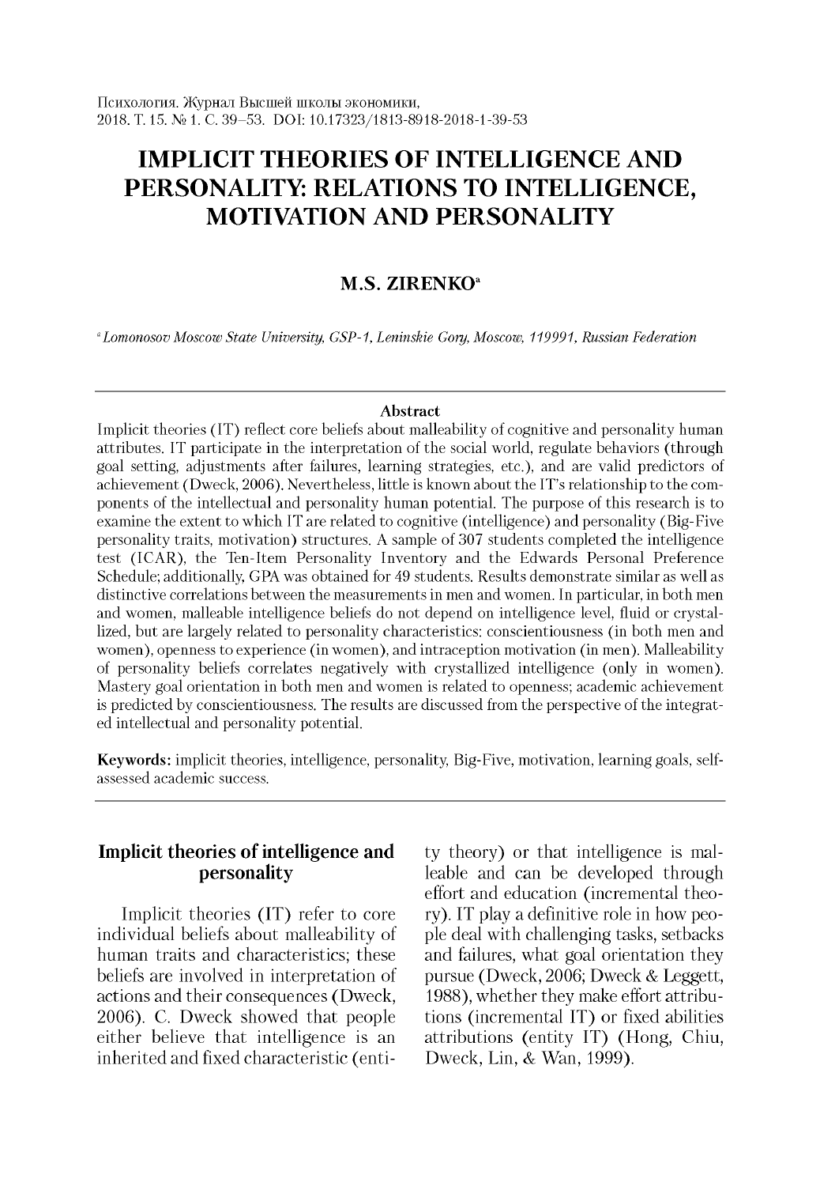Психология. Журнал Высшей школы экономики,
2018. Т. 15. № 1. С. 39–53. DOI: 10.17323/1813-8918-2018-1-39-53

# IMPLICIT THEORIES OF INTELLIGENCE AND PERSONALITY: RELATIONS TO INTELLIGENCE, MOTIVATION AND PERSONALITY

**M.S. ZIRENKO**[a]

[a] *Lomonosov Moscow State University, GSP-1, Leninskie Gory, Moscow, 119991, Russian Federation*

## Abstract

Implicit theories (IT) reflect core beliefs about malleability of cognitive and personality human attributes. IT participate in the interpretation of the social world, regulate behaviors (through goal setting, adjustments after failures, learning strategies, etc.), and are valid predictors of achievement (Dweck, 2006). Nevertheless, little is known about the IT's relationship to the components of the intellectual and personality human potential. The purpose of this research is to examine the extent to which IT are related to cognitive (intelligence) and personality (Big-Five personality traits, motivation) structures. A sample of 307 students completed the intelligence test (ICAR), the Ten-Item Personality Inventory and the Edwards Personal Preference Schedule; additionally, GPA was obtained for 49 students. Results demonstrate similar as well as distinctive correlations between the measurements in men and women. In particular, in both men and women, malleable intelligence beliefs do not depend on intelligence level, fluid or crystallized, but are largely related to personality characteristics: conscientiousness (in both men and women), openness to experience (in women), and intraception motivation (in men). Malleability of personality beliefs correlates negatively with crystallized intelligence (only in women). Mastery goal orientation in both men and women is related to openness; academic achievement is predicted by conscientiousness. The results are discussed from the perspective of the integrated intellectual and personality potential.

**Keywords:** implicit theories, intelligence, personality, Big-Five, motivation, learning goals, self-assessed academic success.

## Implicit theories of intelligence and personality

Implicit theories (IT) refer to core individual beliefs about malleability of human traits and characteristics; these beliefs are involved in interpretation of actions and their consequences (Dweck, 2006). C. Dweck showed that people either believe that intelligence is an inherited and fixed characteristic (entity theory) or that intelligence is malleable and can be developed through effort and education (incremental theory). IT play a definitive role in how people deal with challenging tasks, setbacks and failures, what goal orientation they pursue (Dweck, 2006; Dweck & Leggett, 1988), whether they make effort attributions (incremental IT) or fixed abilities attributions (entity IT) (Hong, Chiu, Dweck, Lin, & Wan, 1999).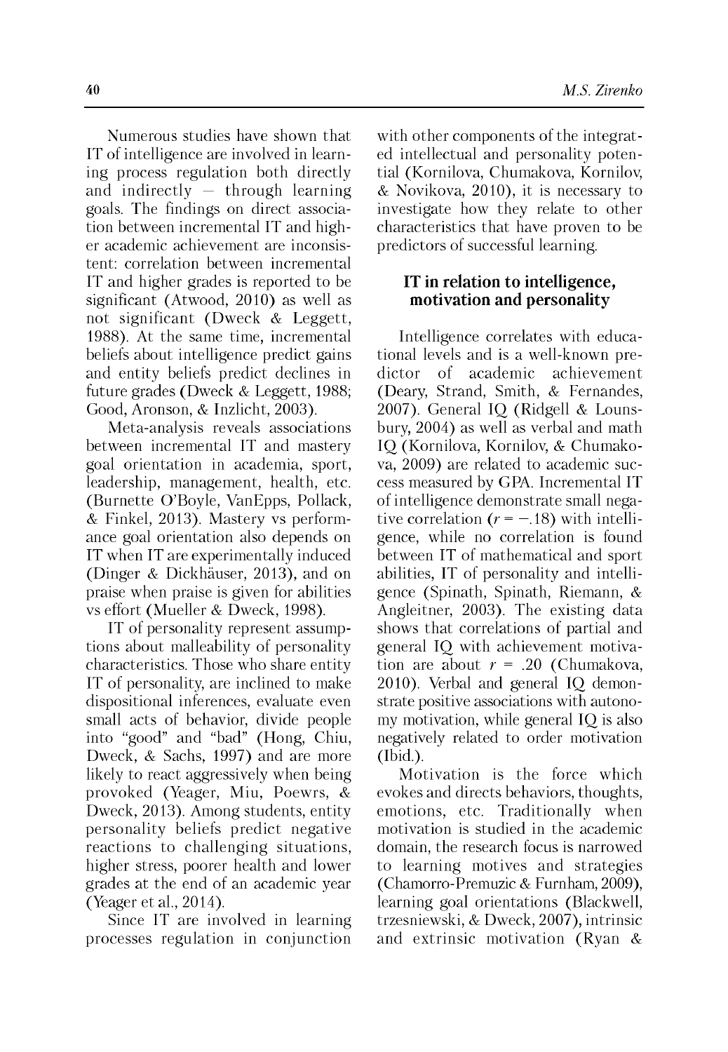Numerous studies have shown that IT of intelligence are involved in learning process regulation both directly and indirectly – through learning goals. The findings on direct association between incremental IT and higher academic achievement are inconsistent: correlation between incremental IT and higher grades is reported to be significant (Atwood, 2010) as well as not significant (Dweck & Leggett, 1988). At the same time, incremental beliefs about intelligence predict gains and entity beliefs predict declines in future grades (Dweck & Leggett, 1988; Good, Aronson, & Inzlicht, 2003).

Meta-analysis reveals associations between incremental IT and mastery goal orientation in academia, sport, leadership, management, health, etc. (Burnette O'Boyle, VanEpps, Pollack, & Finkel, 2013). Mastery vs performance goal orientation also depends on IT when IT are experimentally induced (Dinger & Dickhäuser, 2013), and on praise when praise is given for abilities vs effort (Mueller & Dweck, 1998).

IT of personality represent assumptions about malleability of personality characteristics. Those who share entity IT of personality, are inclined to make dispositional inferences, evaluate even small acts of behavior, divide people into "good" and "bad" (Hong, Chiu, Dweck, & Sachs, 1997) and are more likely to react aggressively when being provoked (Yeager, Miu, Poewrs, & Dweck, 2013). Among students, entity personality beliefs predict negative reactions to challenging situations, higher stress, poorer health and lower grades at the end of an academic year (Yeager et al., 2014).

Since IT are involved in learning processes regulation in conjunction with other components of the integrated intellectual and personality potential (Kornilova, Chumakova, Kornilov, & Novikova, 2010), it is necessary to investigate how they relate to other characteristics that have proven to be predictors of successful learning.

## IT in relation to intelligence, motivation and personality

Intelligence correlates with educational levels and is a well-known predictor of academic achievement (Deary, Strand, Smith, & Fernandes, 2007). General IQ (Ridgell & Lounsbury, 2004) as well as verbal and math IQ (Kornilova, Kornilov, & Chumakova, 2009) are related to academic success measured by GPA. Incremental IT of intelligence demonstrate small negative correlation ($r = -.18$) with intelligence, while no correlation is found between IT of mathematical and sport abilities, IT of personality and intelligence (Spinath, Spinath, Riemann, & Angleitner, 2003). The existing data shows that correlations of partial and general IQ with achievement motivation are about $r = .20$ (Chumakova, 2010). Verbal and general IQ demonstrate positive associations with autonomy motivation, while general IQ is also negatively related to order motivation (Ibid.).

Motivation is the force which evokes and directs behaviors, thoughts, emotions, etc. Traditionally when motivation is studied in the academic domain, the research focus is narrowed to learning motives and strategies (Chamorro-Premuzic & Furnham, 2009), learning goal orientations (Blackwell, trzesniewski, & Dweck, 2007), intrinsic and extrinsic motivation (Ryan &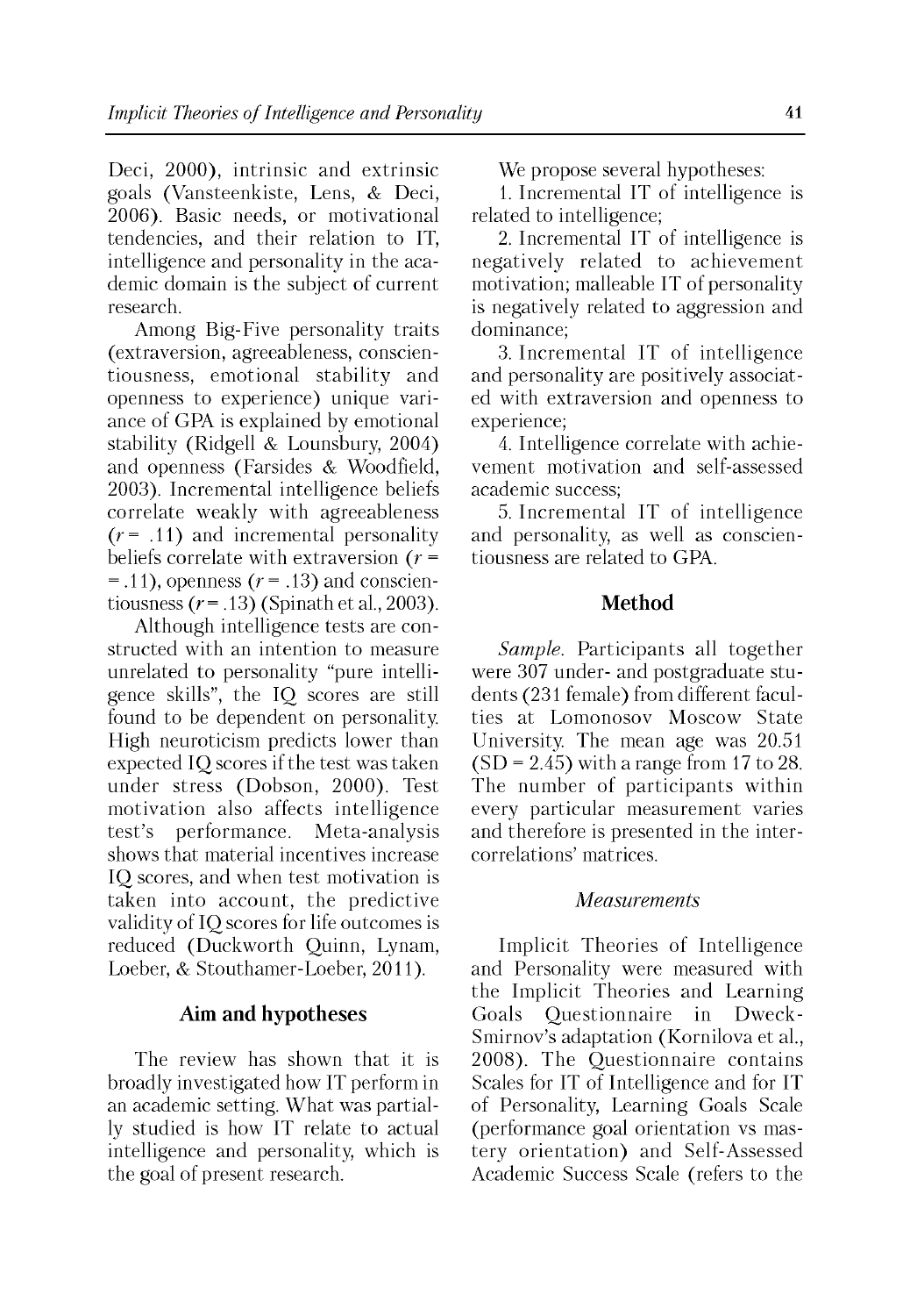Deci, 2000), intrinsic and extrinsic goals (Vansteenkiste, Lens, & Deci, 2006). Basic needs, or motivational tendencies, and their relation to IT, intelligence and personality in the academic domain is the subject of current research.

Among Big-Five personality traits (extraversion, agreeableness, conscientiousness, emotional stability and openness to experience) unique variance of GPA is explained by emotional stability (Ridgell & Lounsbury, 2004) and openness (Farsides & Woodfield, 2003). Incremental intelligence beliefs correlate weakly with agreeableness ($r = .11$) and incremental personality beliefs correlate with extraversion ($r = .11$), openness ($r = .13$) and conscientiousness ($r = .13$) (Spinath et al., 2003).

Although intelligence tests are constructed with an intention to measure unrelated to personality "pure intelligence skills", the IQ scores are still found to be dependent on personality. High neuroticism predicts lower than expected IQ scores if the test was taken under stress (Dobson, 2000). Test motivation also affects intelligence test's performance. Meta-analysis shows that material incentives increase IQ scores, and when test motivation is taken into account, the predictive validity of IQ scores for life outcomes is reduced (Duckworth Quinn, Lynam, Loeber, & Stouthamer-Loeber, 2011).

## Aim and hypotheses

The review has shown that it is broadly investigated how IT perform in an academic setting. What was partially studied is how IT relate to actual intelligence and personality, which is the goal of present research.

We propose several hypotheses:

1. Incremental IT of intelligence is related to intelligence;
2. Incremental IT of intelligence is negatively related to achievement motivation; malleable IT of personality is negatively related to aggression and dominance;
3. Incremental IT of intelligence and personality are positively associated with extraversion and openness to experience;
4. Intelligence correlate with achievement motivation and self-assessed academic success;
5. Incremental IT of intelligence and personality, as well as conscientiousness are related to GPA.

## Method

*Sample.* Participants all together were 307 under- and postgraduate students (231 female) from different faculties at Lomonosov Moscow State University. The mean age was 20.51 (SD = 2.45) with a range from 17 to 28. The number of participants within every particular measurement varies and therefore is presented in the intercorrelations' matrices.

### *Measurements*

Implicit Theories of Intelligence and Personality were measured with the Implicit Theories and Learning Goals Questionnaire in Dweck-Smirnov's adaptation (Kornilova et al., 2008). The Questionnaire contains Scales for IT of Intelligence and for IT of Personality, Learning Goals Scale (performance goal orientation vs mastery orientation) and Self-Assessed Academic Success Scale (refers to the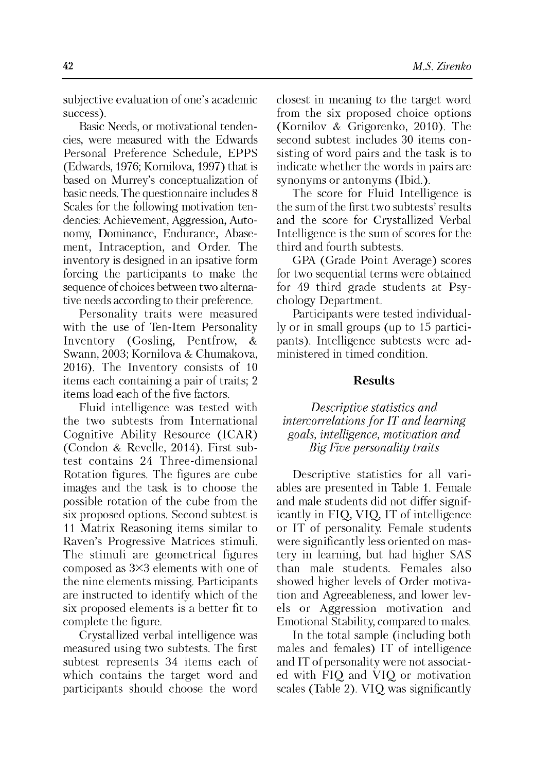subjective evaluation of one's academic success).

Basic Needs, or motivational tendencies, were measured with the Edwards Personal Preference Schedule, EPPS (Edwards, 1976; Kornilova, 1997) that is based on Murrey's conceptualization of basic needs. The questionnaire includes 8 Scales for the following motivation tendencies: Achievement, Aggression, Autonomy, Dominance, Endurance, Abasement, Intraception, and Order. The inventory is designed in an ipsative form forcing the participants to make the sequence of choices between two alternative needs according to their preference.

Personality traits were measured with the use of Ten-Item Personality Inventory (Gosling, Pentfrow, & Swann, 2003; Kornilova & Chumakova, 2016). The Inventory consists of 10 items each containing a pair of traits; 2 items load each of the five factors.

Fluid intelligence was tested with the two subtests from International Cognitive Ability Resource (ICAR) (Condon & Revelle, 2014). First subtest contains 24 Three-dimensional Rotation figures. The figures are cube images and the task is to choose the possible rotation of the cube from the six proposed options. Second subtest is 11 Matrix Reasoning items similar to Raven's Progressive Matrices stimuli. The stimuli are geometrical figures composed as 3×3 elements with one of the nine elements missing. Participants are instructed to identify which of the six proposed elements is a better fit to complete the figure.

Crystallized verbal intelligence was measured using two subtests. The first subtest represents 34 items each of which contains the target word and participants should choose the word closest in meaning to the target word from the six proposed choice options (Kornilov & Grigorenko, 2010). The second subtest includes 30 items consisting of word pairs and the task is to indicate whether the words in pairs are synonyms or antonyms (Ibid.).

The score for Fluid Intelligence is the sum of the first two subtests' results and the score for Crystallized Verbal Intelligence is the sum of scores for the third and fourth subtests.

GPA (Grade Point Average) scores for two sequential terms were obtained for 49 third grade students at Psychology Department.

Participants were tested individually or in small groups (up to 15 participants). Intelligence subtests were administered in timed condition.

## Results

### *Descriptive statistics and intercorrelations for IT and learning goals, intelligence, motivation and Big Five personality traits*

Descriptive statistics for all variables are presented in Table 1. Female and male students did not differ significantly in FIQ, VIQ, IT of intelligence or IT of personality. Female students were significantly less oriented on mastery in learning, but had higher SAS than male students. Females also showed higher levels of Order motivation and Agreeableness, and lower levels or Aggression motivation and Emotional Stability, compared to males.

In the total sample (including both males and females) IT of intelligence and IT of personality were not associated with FIQ and VIQ or motivation scales (Table 2). VIQ was significantly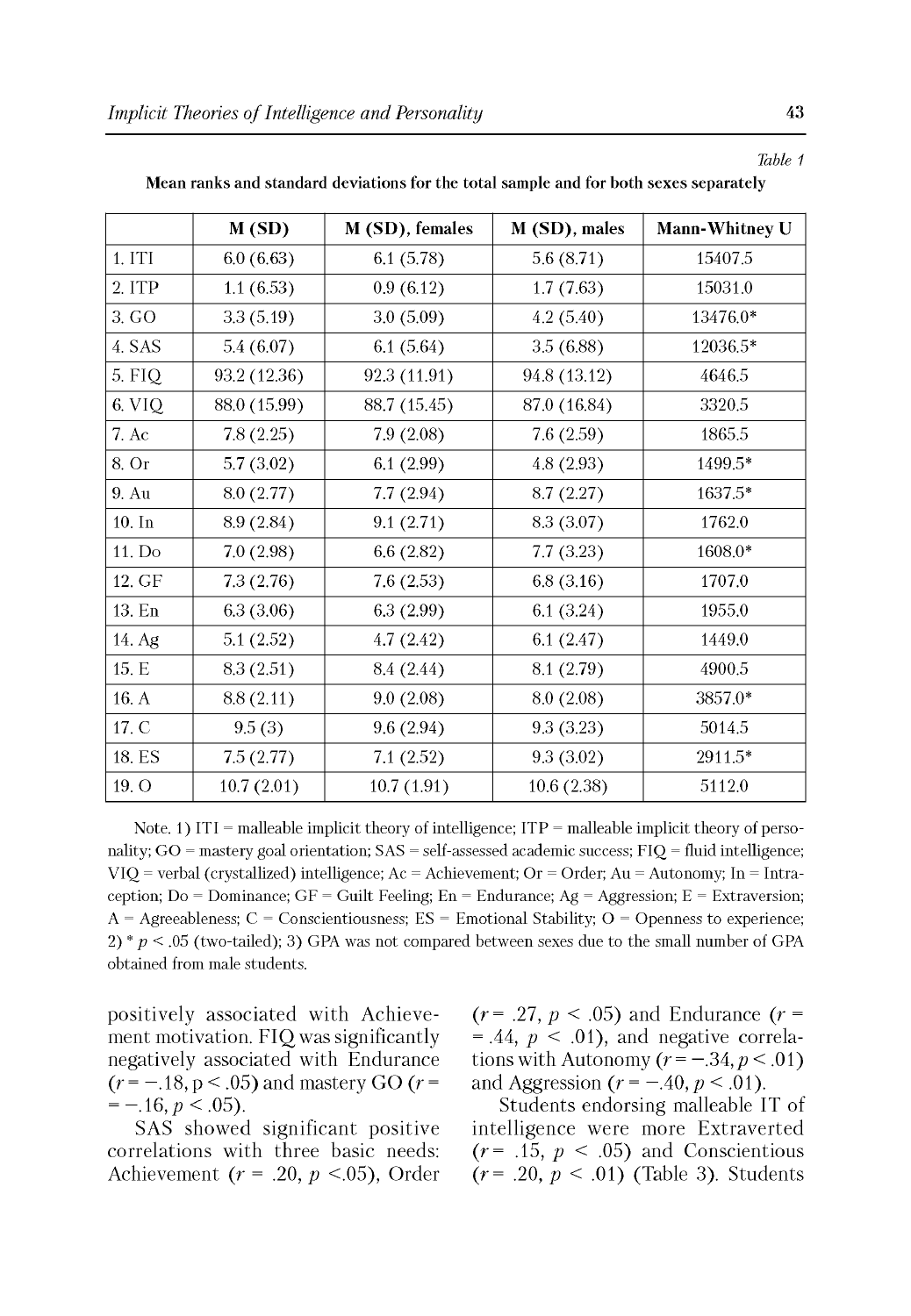*Table 1*

**Mean ranks and standard deviations for the total sample and for both sexes separately**

| | M (SD) | M (SD), females | M (SD), males | Mann-Whitney U |
|---|---|---|---|---|
| 1. ITI | 6.0 (6.63) | 6.1 (5.78) | 5.6 (8.71) | 15407.5 |
| 2. ITP | 1.1 (6.53) | 0.9 (6.12) | 1.7 (7.63) | 15031.0 |
| 3. GO | 3.3 (5.19) | 3.0 (5.09) | 4.2 (5.40) | 13476.0* |
| 4. SAS | 5.4 (6.07) | 6.1 (5.64) | 3.5 (6.88) | 12036.5* |
| 5. FIQ | 93.2 (12.36) | 92.3 (11.91) | 94.8 (13.12) | 4646.5 |
| 6. VIQ | 88.0 (15.99) | 88.7 (15.45) | 87.0 (16.84) | 3320.5 |
| 7. Ac | 7.8 (2.25) | 7.9 (2.08) | 7.6 (2.59) | 1865.5 |
| 8. Or | 5.7 (3.02) | 6.1 (2.99) | 4.8 (2.93) | 1499.5* |
| 9. Au | 8.0 (2.77) | 7.7 (2.94) | 8.7 (2.27) | 1637.5* |
| 10. In | 8.9 (2.84) | 9.1 (2.71) | 8.3 (3.07) | 1762.0 |
| 11. Do | 7.0 (2.98) | 6.6 (2.82) | 7.7 (3.23) | 1608.0* |
| 12. GF | 7.3 (2.76) | 7.6 (2.53) | 6.8 (3.16) | 1707.0 |
| 13. En | 6.3 (3.06) | 6.3 (2.99) | 6.1 (3.24) | 1955.0 |
| 14. Ag | 5.1 (2.52) | 4.7 (2.42) | 6.1 (2.47) | 1449.0 |
| 15. E | 8.3 (2.51) | 8.4 (2.44) | 8.1 (2.79) | 4900.5 |
| 16. A | 8.8 (2.11) | 9.0 (2.08) | 8.0 (2.08) | 3857.0* |
| 17. C | 9.5 (3) | 9.6 (2.94) | 9.3 (3.23) | 5014.5 |
| 18. ES | 7.5 (2.77) | 7.1 (2.52) | 9.3 (3.02) | 2911.5* |
| 19. O | 10.7 (2.01) | 10.7 (1.91) | 10.6 (2.38) | 5112.0 |

Note. 1) ITI = malleable implicit theory of intelligence; ITP = malleable implicit theory of personality; GO = mastery goal orientation; SAS = self-assessed academic success; FIQ = fluid intelligence; VIQ = verbal (crystallized) intelligence; Ac = Achievement; Or = Order; Au = Autonomy; In = Intraception; Do = Dominance; GF = Guilt Feeling; En = Endurance; Ag = Aggression; E = Extraversion; A = Agreeableness; C = Conscientiousness; ES = Emotional Stability; O = Openness to experience; 2) * $p < .05$ (two-tailed); 3) GPA was not compared between sexes due to the small number of GPA obtained from male students.

positively associated with Achievement motivation. FIQ was significantly negatively associated with Endurance ($r = -.18$, $p < .05$) and mastery GO ($r = -.16$, $p < .05$).

SAS showed significant positive correlations with three basic needs: Achievement ($r = .20$, $p < .05$), Order ($r = .27$, $p < .05$) and Endurance ($r = .44$, $p < .01$), and negative correlations with Autonomy ($r = -.34$, $p < .01$) and Aggression ($r = -.40$, $p < .01$).

Students endorsing malleable IT of intelligence were more Extraverted ($r = .15$, $p < .05$) and Conscientious ($r = .20$, $p < .01$) (Table 3). Students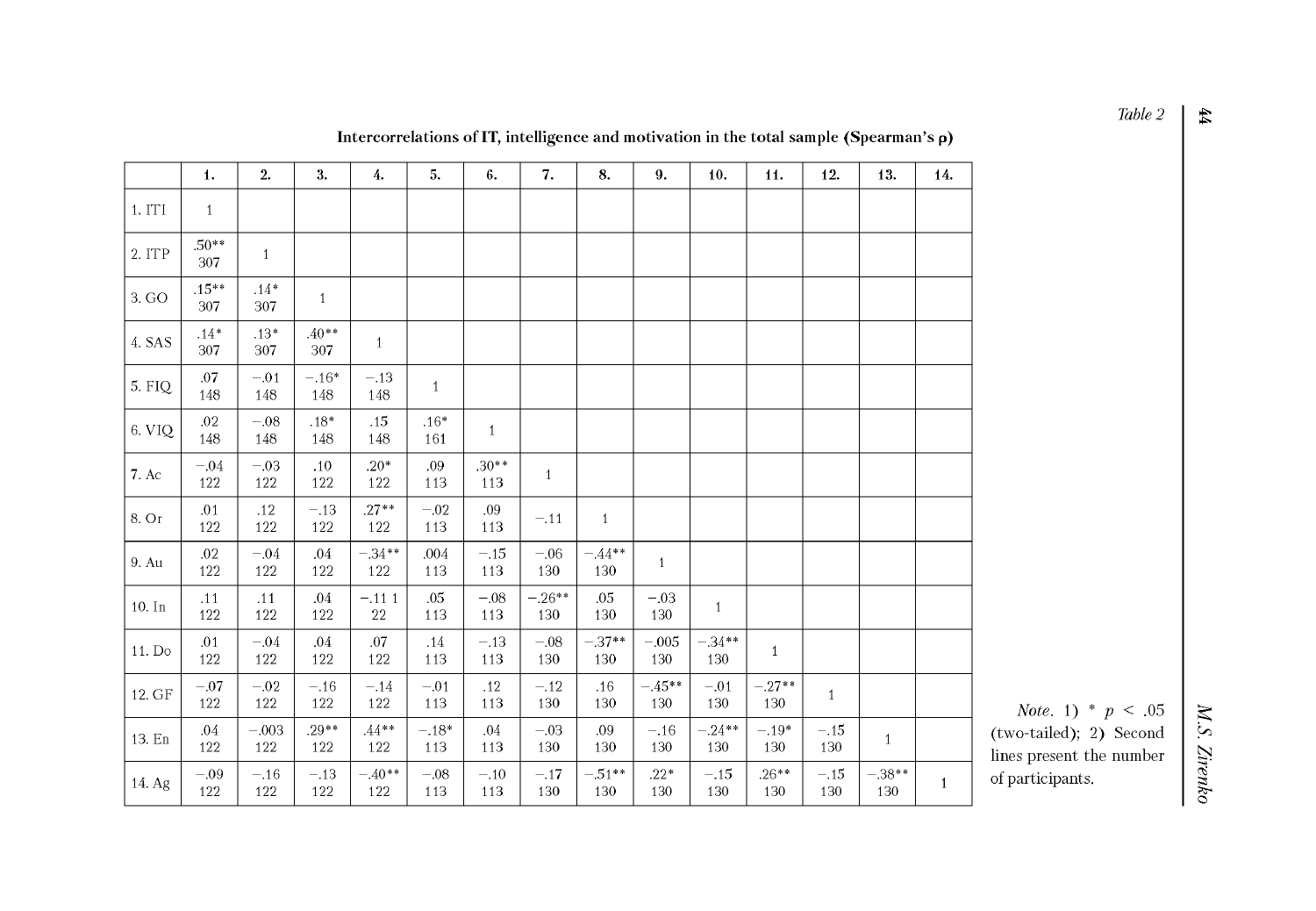Table 2

**Intercorrelations of IT, intelligence and motivation in the total sample (Spearman's ρ)**

| | 1. | 2. | 3. | 4. | 5. | 6. | 7. | 8. | 9. | 10. | 11. | 12. | 13. | 14. |
|---|---|---|---|---|---|---|---|---|---|---|---|---|---|---|
| 1. ITI | 1 | | | | | | | | | | | | | |
| 2. ITP | .50**<br>307 | 1 | | | | | | | | | | | | |
| 3. GO | .15**<br>307 | .14*<br>307 | 1 | | | | | | | | | | | |
| 4. SAS | .14*<br>307 | .13*<br>307 | .40**<br>307 | 1 | | | | | | | | | | |
| 5. FIQ | .07<br>148 | −.01<br>148 | −.16*<br>148 | −.13<br>148 | 1 | | | | | | | | | |
| 6. VIQ | .02<br>148 | −.08<br>148 | .18*<br>148 | .15<br>148 | .16*<br>161 | 1 | | | | | | | | |
| 7. Ac | −.04<br>122 | −.03<br>122 | .10<br>122 | .20*<br>122 | .09<br>113 | .30**<br>113 | 1 | | | | | | | |
| 8. Or | .01<br>122 | .12<br>122 | −.13<br>122 | .27**<br>122 | −.02<br>113 | .09<br>113 | −.11 | 1 | | | | | | |
| 9. Au | .02<br>122 | −.04<br>122 | .04<br>122 | −.34**<br>122 | .004<br>113 | −.15<br>113 | −.06<br>130 | −.44**<br>130 | 1 | | | | | |
| 10. In | .11<br>122 | .11<br>122 | .04<br>122 | −.11 1<br>22 | .05<br>113 | −.08<br>113 | −.26**<br>130 | .05<br>130 | −.03<br>130 | 1 | | | | |
| 11. Do | .01<br>122 | −.04<br>122 | .04<br>122 | .07<br>122 | .14<br>113 | −.13<br>113 | −.08<br>130 | −.37**<br>130 | −.005<br>130 | −.34**<br>130 | 1 | | | |
| 12. GF | −.07<br>122 | −.02<br>122 | −.16<br>122 | −.14<br>122 | −.01<br>113 | .12<br>113 | −.12<br>130 | .16<br>130 | −.45**<br>130 | −.01<br>130 | −.27**<br>130 | 1 | | |
| 13. En | .04<br>122 | −.003<br>122 | .29**<br>122 | .44**<br>122 | −.18*<br>113 | .04<br>113 | −.03<br>130 | .09<br>130 | −.16<br>130 | −.24**<br>130 | −.19*<br>130 | −.15<br>130 | 1 | |
| 14. Ag | −.09<br>122 | −.16<br>122 | −.13<br>122 | −.40**<br>122 | −.08<br>113 | −.10<br>113 | −.17<br>130 | −.51**<br>130 | .22*<br>130 | −.15<br>130 | .26**<br>130 | −.15<br>130 | −.38**<br>130 | 1 |

*Note.* 1) * $p < .05$ (two-tailed); 2) Second lines present the number of participants.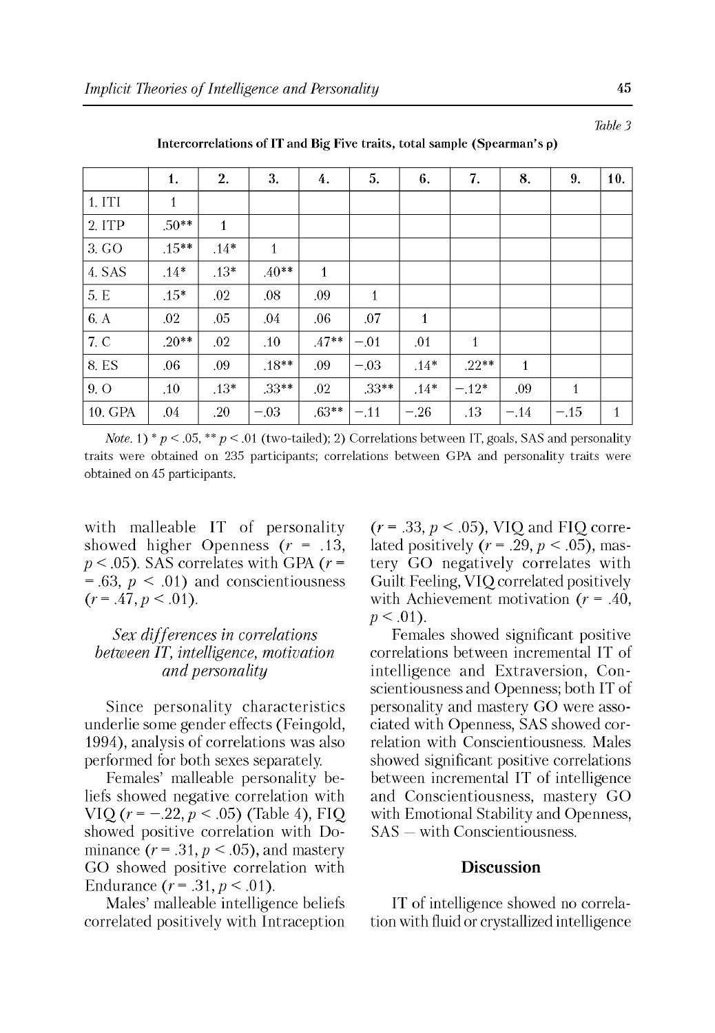Table 3

**Intercorrelations of IT and Big Five traits, total sample (Spearman's ρ)**

| | 1. | 2. | 3. | 4. | 5. | 6. | 7. | 8. | 9. | 10. |
|---|---|---|---|---|---|---|---|---|---|---|
| 1. ITI | 1 | | | | | | | | | |
| 2. ITP | .50** | 1 | | | | | | | | |
| 3. GO | .15** | .14* | 1 | | | | | | | |
| 4. SAS | .14* | .13* | .40** | 1 | | | | | | |
| 5. E | .15* | .02 | .08 | .09 | 1 | | | | | |
| 6. A | .02 | .05 | .04 | .06 | .07 | 1 | | | | |
| 7. C | .20** | .02 | .10 | .47** | −.01 | .01 | 1 | | | |
| 8. ES | .06 | .09 | .18** | .09 | −.03 | .14* | .22** | 1 | | |
| 9. O | .10 | .13* | .33** | .02 | .33** | .14* | −.12* | .09 | 1 | |
| 10. GPA | .04 | .20 | −.03 | .63** | −.11 | −.26 | .13 | −.14 | −.15 | 1 |

*Note.* 1) * $p < .05$, ** $p < .01$ (two-tailed); 2) Correlations between IT, goals, SAS and personality traits were obtained on 235 participants; correlations between GPA and personality traits were obtained on 45 participants.

with malleable IT of personality showed higher Openness ($r = .13$, $p < .05$). SAS correlates with GPA ($r = .63$, $p < .01$) and conscientiousness ($r = .47$, $p < .01$).

### *Sex differences in correlations between IT, intelligence, motivation and personality*

Since personality characteristics underlie some gender effects (Feingold, 1994), analysis of correlations was also performed for both sexes separately.

Females' malleable personality beliefs showed negative correlation with VIQ ($r = -.22$, $p < .05$) (Table 4), FIQ showed positive correlation with Dominance ($r = .31$, $p < .05$), and mastery GO showed positive correlation with Endurance ($r = .31$, $p < .01$).

Males' malleable intelligence beliefs correlated positively with Intraception ($r = .33$, $p < .05$), VIQ and FIQ correlated positively ($r = .29$, $p < .05$), mastery GO negatively correlates with Guilt Feeling, VIQ correlated positively with Achievement motivation ($r = .40$, $p < .01$).

Females showed significant positive correlations between incremental IT of intelligence and Extraversion, Conscientiousness and Openness; both IT of personality and mastery GO were associated with Openness, SAS showed correlation with Conscientiousness. Males showed significant positive correlations between incremental IT of intelligence and Conscientiousness, mastery GO with Emotional Stability and Openness, SAS – with Conscientiousness.

## Discussion

IT of intelligence showed no correlation with fluid or crystallized intelligence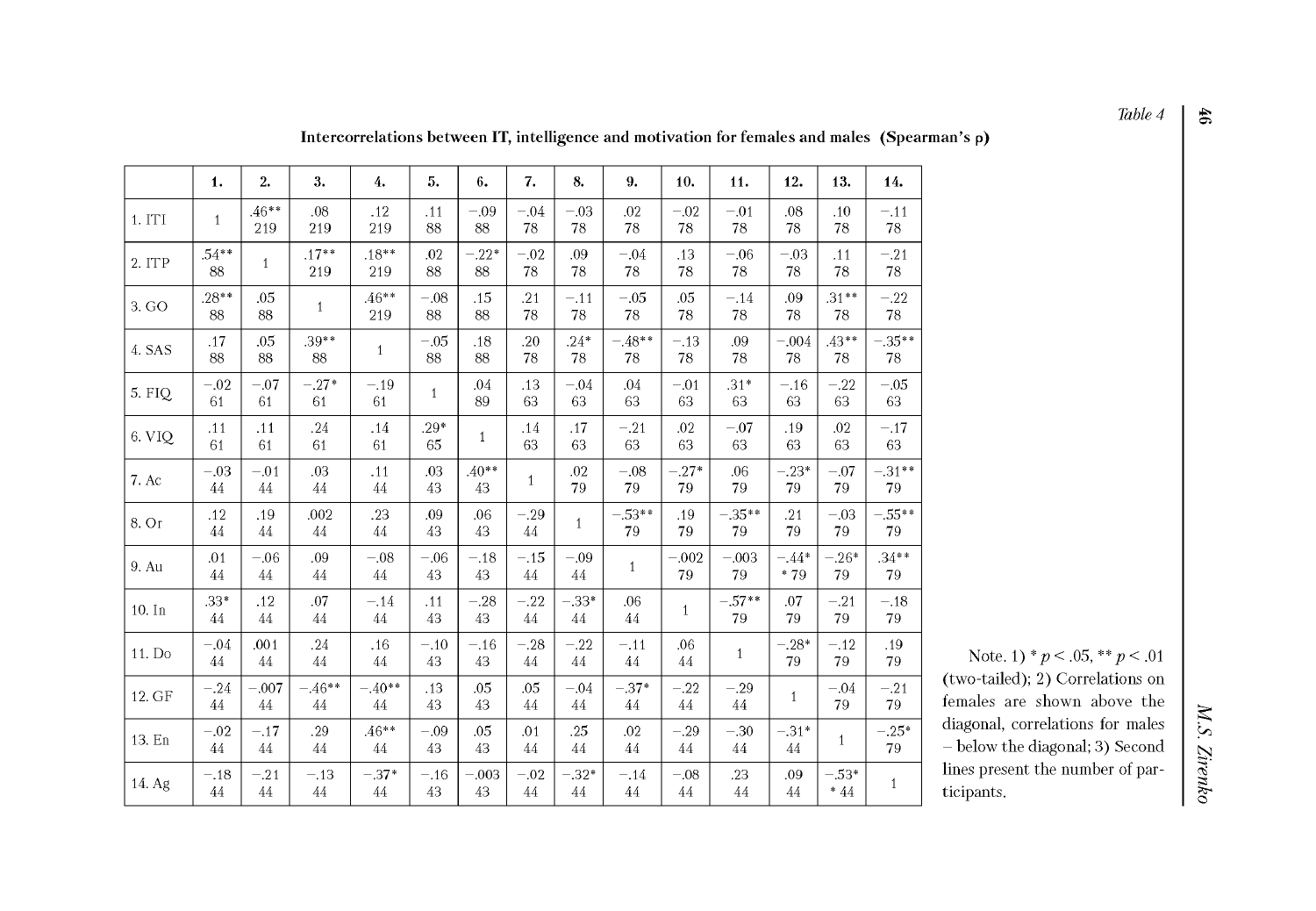Table 4

**Intercorrelations between IT, intelligence and motivation for females and males (Spearman's ρ)**

| | 1. | 2. | 3. | 4. | 5. | 6. | 7. | 8. | 9. | 10. | 11. | 12. | 13. | 14. |
|---|---|---|---|---|---|---|---|---|---|---|---|---|---|---|
| 1. ITI | 1 | .46** 219 | .08 219 | .12 219 | .11 88 | −.09 88 | −.04 78 | −.03 78 | .02 78 | −.02 78 | −.01 78 | .08 78 | .10 78 | −.11 78 |
| 2. ITP | .54** 88 | 1 | .17** 219 | .18** 219 | .02 88 | −.22* 88 | −.02 78 | .09 78 | −.04 78 | .13 78 | −.06 78 | −.03 78 | .11 78 | −.21 78 |
| 3. GO | .28** 88 | .05 88 | 1 | .46** 219 | −.08 88 | .15 88 | .21 78 | −.11 78 | −.05 78 | .05 78 | −.14 78 | .09 78 | .31** 78 | −.22 78 |
| 4. SAS | .17 88 | .05 88 | .39** 88 | 1 | −.05 88 | .18 88 | .20 78 | .24* 78 | −.48** 78 | −.13 78 | .09 78 | −.004 78 | .43** 78 | −.35** 78 |
| 5. FIQ | −.02 61 | −.07 61 | −.27* 61 | −.19 61 | 1 | .04 89 | .13 63 | −.04 63 | .04 63 | −.01 63 | .31* 63 | −.16 63 | −.22 63 | −.05 63 |
| 6. VIQ | .11 61 | .11 61 | .24 61 | .14 61 | .29* 65 | 1 | .14 63 | .17 63 | −.21 63 | .02 63 | −.07 63 | .19 63 | .02 63 | −.17 63 |
| 7. Ac | −.03 44 | −.01 44 | .03 44 | .11 44 | .03 43 | .40** 43 | 1 | .02 79 | −.08 79 | −.27* 79 | .06 79 | −.23* 79 | −.07 79 | −.31** 79 |
| 8. Or | .12 44 | .19 44 | .002 44 | .23 44 | .09 43 | .06 43 | −.29 44 | 1 | −.53** 79 | .19 79 | −.35** 79 | .21 79 | −.03 79 | −.55** 79 |
| 9. Au | .01 44 | −.06 44 | .09 44 | −.08 44 | −.06 43 | −.18 43 | −.15 44 | −.09 44 | 1 | −.002 79 | −.003 79 | −.44** 79 | −.26* 79 | .34** 79 |
| 10. In | .33* 44 | .12 44 | .07 44 | −.14 44 | .11 43 | −.28 43 | −.22 44 | −.33* 44 | .06 44 | 1 | −.57** 79 | .07 79 | −.21 79 | −.18 79 |
| 11. Do | −.04 44 | .001 44 | .24 44 | .16 44 | −.10 43 | −.16 43 | −.28 44 | −.22 44 | −.11 44 | .06 44 | 1 | −.28* 79 | −.12 79 | .19 79 |
| 12. GF | −.24 44 | −.007 44 | −.46** 44 | −.40** 44 | .13 43 | .05 43 | .05 44 | −.04 44 | −.37* 44 | −.22 44 | −.29 44 | 1 | −.04 79 | −.21 79 |
| 13. En | −.02 44 | −.17 44 | .29 44 | .46** 44 | −.09 43 | .05 43 | .01 44 | .25 44 | .02 44 | −.29 44 | −.30 44 | −.31* 44 | 1 | −.25* 79 |
| 14. Ag | −.18 44 | −.21 44 | −.13 44 | −.37* 44 | −.16 43 | −.003 43 | −.02 44 | −.32* 44 | −.14 44 | −.08 44 | .23 44 | .09 44 | −.53** 44 | 1 |

Note. 1) * $p < .05$, ** $p < .01$ (two-tailed); 2) Correlations on females are shown above the diagonal, correlations for males – below the diagonal; 3) Second lines present the number of participants.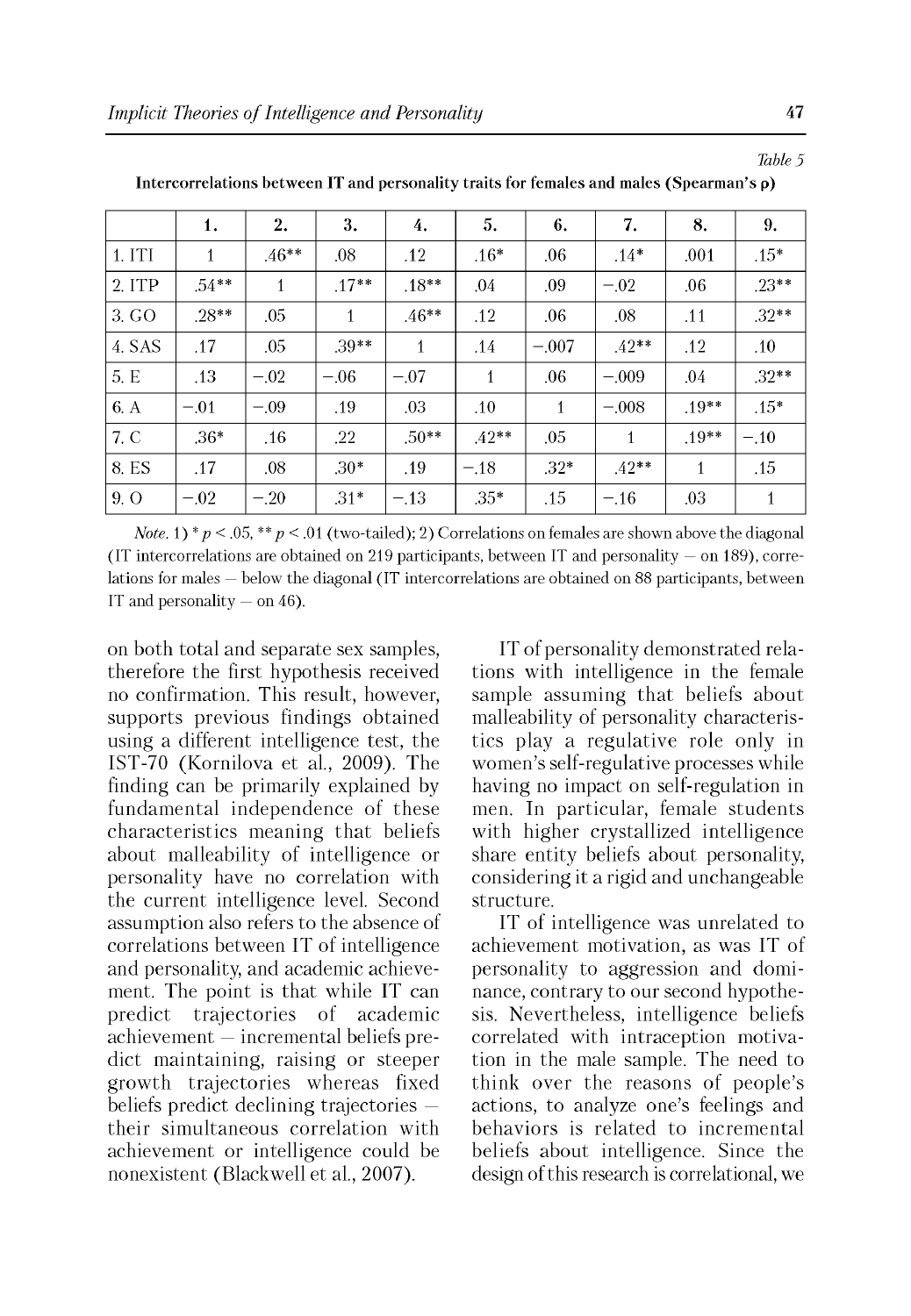*Table 5*

**Intercorrelations between IT and personality traits for females and males (Spearman's ρ)**

| | 1. | 2. | 3. | 4. | 5. | 6. | 7. | 8. | 9. |
|---|---|---|---|---|---|---|---|---|---|
| 1. ITI | 1 | .46** | .08 | .12 | .16* | .06 | .14* | .001 | .15* |
| 2. ITP | .54** | 1 | .17** | .18** | .04 | .09 | −.02 | .06 | .23** |
| 3. GO | .28** | .05 | 1 | .46** | .12 | .06 | .08 | .11 | .32** |
| 4. SAS | .17 | .05 | .39** | 1 | .14 | −.007 | .42** | .12 | .10 |
| 5. E | .13 | −.02 | −.06 | −.07 | 1 | .06 | −.009 | .04 | .32** |
| 6. A | −.01 | −.09 | .19 | .03 | .10 | 1 | −.008 | .19** | .15* |
| 7. C | .36* | .16 | .22 | .50** | .42** | .05 | 1 | .19** | −.10 |
| 8. ES | .17 | .08 | .30* | .19 | −.18 | .32* | .42** | 1 | .15 |
| 9. O | −.02 | −.20 | .31* | −.13 | .35* | .15 | −.16 | .03 | 1 |

*Note.* 1) * $p < .05$, ** $p < .01$ (two-tailed); 2) Correlations on females are shown above the diagonal (IT intercorrelations are obtained on 219 participants, between IT and personality — on 189), correlations for males — below the diagonal (IT intercorrelations are obtained on 88 participants, between IT and personality — on 46).

on both total and separate sex samples, therefore the first hypothesis received no confirmation. This result, however, supports previous findings obtained using a different intelligence test, the IST-70 (Kornilova et al., 2009). The finding can be primarily explained by fundamental independence of these characteristics meaning that beliefs about malleability of intelligence or personality have no correlation with the current intelligence level. Second assumption also refers to the absence of correlations between IT of intelligence and personality, and academic achievement. The point is that while IT can predict trajectories of academic achievement — incremental beliefs predict maintaining, raising or steeper growth trajectories whereas fixed beliefs predict declining trajectories — their simultaneous correlation with achievement or intelligence could be nonexistent (Blackwell et al., 2007).

IT of personality demonstrated relations with intelligence in the female sample assuming that beliefs about malleability of personality characteristics play a regulative role only in women's self-regulative processes while having no impact on self-regulation in men. In particular, female students with higher crystallized intelligence share entity beliefs about personality, considering it a rigid and unchangeable structure.

IT of intelligence was unrelated to achievement motivation, as was IT of personality to aggression and dominance, contrary to our second hypothesis. Nevertheless, intelligence beliefs correlated with intraception motivation in the male sample. The need to think over the reasons of people's actions, to analyze one's feelings and behaviors is related to incremental beliefs about intelligence. Since the design of this research is correlational, we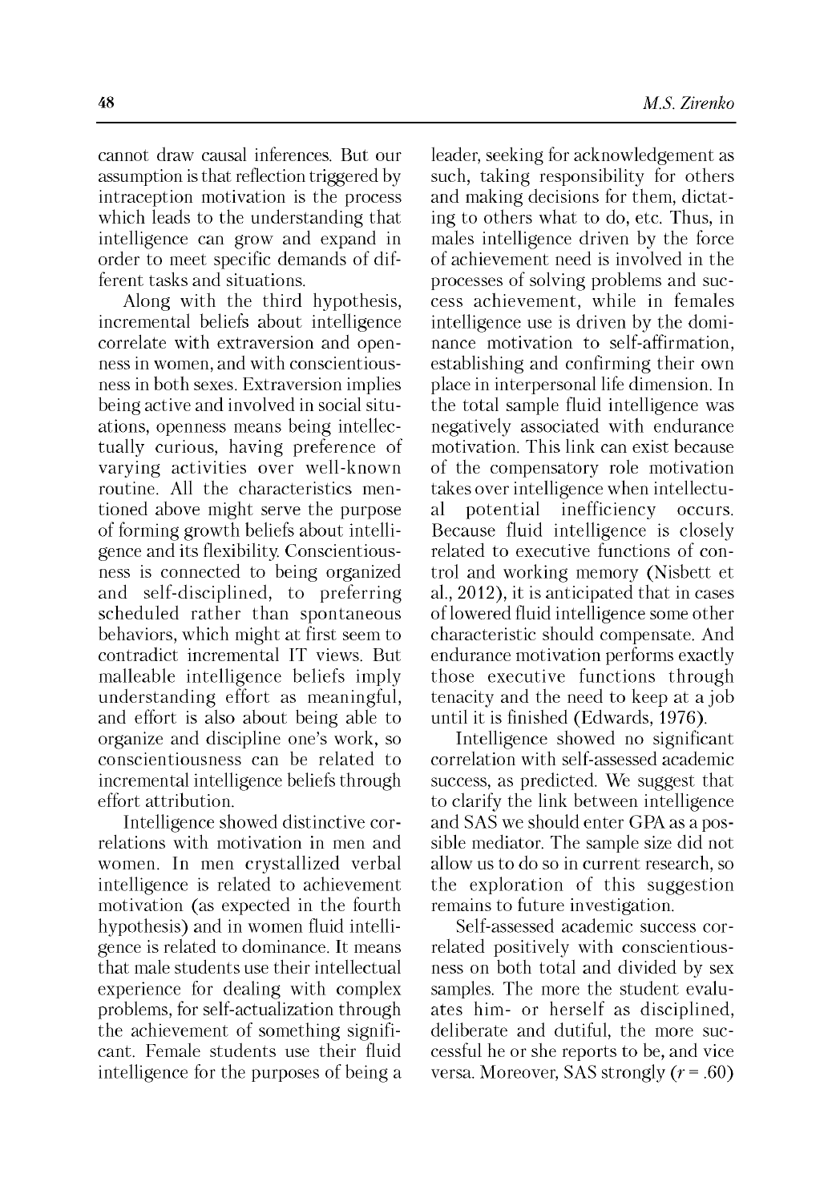cannot draw causal inferences. But our assumption is that reflection triggered by intraception motivation is the process which leads to the understanding that intelligence can grow and expand in order to meet specific demands of different tasks and situations.

Along with the third hypothesis, incremental beliefs about intelligence correlate with extraversion and openness in women, and with conscientiousness in both sexes. Extraversion implies being active and involved in social situations, openness means being intellectually curious, having preference of varying activities over well-known routine. All the characteristics mentioned above might serve the purpose of forming growth beliefs about intelligence and its flexibility. Conscientiousness is connected to being organized and self-disciplined, to preferring scheduled rather than spontaneous behaviors, which might at first seem to contradict incremental IT views. But malleable intelligence beliefs imply understanding effort as meaningful, and effort is also about being able to organize and discipline one's work, so conscientiousness can be related to incremental intelligence beliefs through effort attribution.

Intelligence showed distinctive correlations with motivation in men and women. In men crystallized verbal intelligence is related to achievement motivation (as expected in the fourth hypothesis) and in women fluid intelligence is related to dominance. It means that male students use their intellectual experience for dealing with complex problems, for self-actualization through the achievement of something significant. Female students use their fluid intelligence for the purposes of being a leader, seeking for acknowledgement as such, taking responsibility for others and making decisions for them, dictating to others what to do, etc. Thus, in males intelligence driven by the force of achievement need is involved in the processes of solving problems and success achievement, while in females intelligence use is driven by the dominance motivation to self-affirmation, establishing and confirming their own place in interpersonal life dimension. In the total sample fluid intelligence was negatively associated with endurance motivation. This link can exist because of the compensatory role motivation takes over intelligence when intellectual potential inefficiency occurs. Because fluid intelligence is closely related to executive functions of control and working memory (Nisbett et al., 2012), it is anticipated that in cases of lowered fluid intelligence some other characteristic should compensate. And endurance motivation performs exactly those executive functions through tenacity and the need to keep at a job until it is finished (Edwards, 1976).

Intelligence showed no significant correlation with self-assessed academic success, as predicted. We suggest that to clarify the link between intelligence and SAS we should enter GPA as a possible mediator. The sample size did not allow us to do so in current research, so the exploration of this suggestion remains to future investigation.

Self-assessed academic success correlated positively with conscientiousness on both total and divided by sex samples. The more the student evaluates him- or herself as disciplined, deliberate and dutiful, the more successful he or she reports to be, and vice versa. Moreover, SAS strongly ($r = .60$)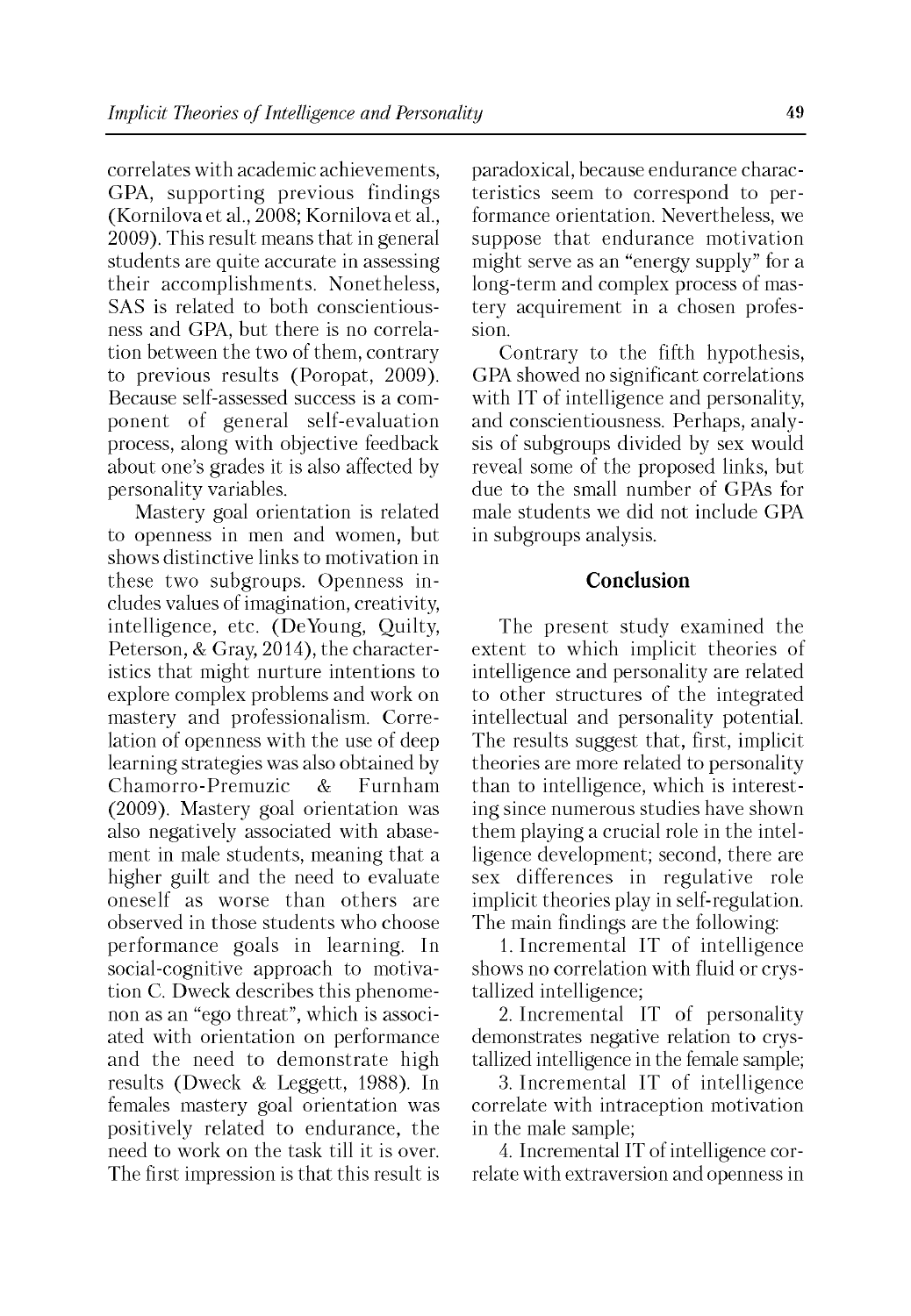correlates with academic achievements, GPA, supporting previous findings (Kornilova et al., 2008; Kornilova et al., 2009). This result means that in general students are quite accurate in assessing their accomplishments. Nonetheless, SAS is related to both conscientiousness and GPA, but there is no correlation between the two of them, contrary to previous results (Poropat, 2009). Because self-assessed success is a component of general self-evaluation process, along with objective feedback about one's grades it is also affected by personality variables.

Mastery goal orientation is related to openness in men and women, but shows distinctive links to motivation in these two subgroups. Openness includes values of imagination, creativity, intelligence, etc. (DeYoung, Quilty, Peterson, & Gray, 2014), the characteristics that might nurture intentions to explore complex problems and work on mastery and professionalism. Correlation of openness with the use of deep learning strategies was also obtained by Chamorro-Premuzic & Furnham (2009). Mastery goal orientation was also negatively associated with abasement in male students, meaning that a higher guilt and the need to evaluate oneself as worse than others are observed in those students who choose performance goals in learning. In social-cognitive approach to motivation C. Dweck describes this phenomenon as an "ego threat", which is associated with orientation on performance and the need to demonstrate high results (Dweck & Leggett, 1988). In females mastery goal orientation was positively related to endurance, the need to work on the task till it is over. The first impression is that this result is paradoxical, because endurance characteristics seem to correspond to performance orientation. Nevertheless, we suppose that endurance motivation might serve as an "energy supply" for a long-term and complex process of mastery acquirement in a chosen profession.

Contrary to the fifth hypothesis, GPA showed no significant correlations with IT of intelligence and personality, and conscientiousness. Perhaps, analysis of subgroups divided by sex would reveal some of the proposed links, but due to the small number of GPAs for male students we did not include GPA in subgroups analysis.

## Conclusion

The present study examined the extent to which implicit theories of intelligence and personality are related to other structures of the integrated intellectual and personality potential. The results suggest that, first, implicit theories are more related to personality than to intelligence, which is interesting since numerous studies have shown them playing a crucial role in the intelligence development; second, there are sex differences in regulative role implicit theories play in self-regulation. The main findings are the following:

1. Incremental IT of intelligence shows no correlation with fluid or crystallized intelligence;
2. Incremental IT of personality demonstrates negative relation to crystallized intelligence in the female sample;
3. Incremental IT of intelligence correlate with intraception motivation in the male sample;
4. Incremental IT of intelligence correlate with extraversion and openness in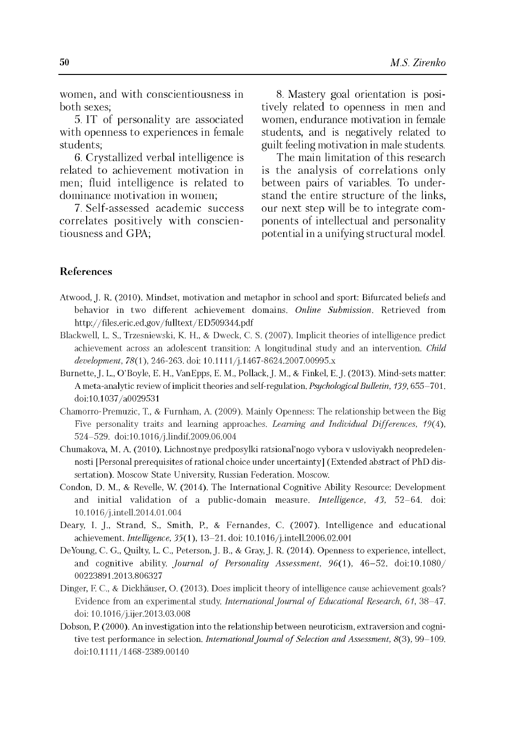women, and with conscientiousness in both sexes;

5. IT of personality are associated with openness to experiences in female students;

6. Crystallized verbal intelligence is related to achievement motivation in men; fluid intelligence is related to dominance motivation in women;

7. Self-assessed academic success correlates positively with conscientiousness and GPA;

8. Mastery goal orientation is positively related to openness in men and women, endurance motivation in female students, and is negatively related to guilt feeling motivation in male students.

The main limitation of this research is the analysis of correlations only between pairs of variables. To understand the entire structure of the links, our next step will be to integrate components of intellectual and personality potential in a unifying structural model.

## References

Atwood, J. R. (2010). Mindset, motivation and metaphor in school and sport: Bifurcated beliefs and behavior in two different achievement domains. *Online Submission*. Retrieved from http://files.eric.ed.gov/fulltext/ED509344.pdf

Blackwell, L. S., Trzesniewski, K. H., & Dweck, C. S. (2007). Implicit theories of intelligence predict achievement across an adolescent transition: A longitudinal study and an intervention. *Child development, 78*(1), 246-263. doi: 10.1111/j.1467-8624.2007.00995.x

Burnette, J. L., O'Boyle, E. H., VanEpps, E. M., Pollack, J. M., & Finkel, E. J. (2013). Mind-sets matter: A meta-analytic review of implicit theories and self-regulation. *Psychological Bulletin, 139*, 655–701. doi:10.1037/a0029531

Chamorro-Premuzic, T., & Furnham, A. (2009). Mainly Openness: The relationship between the Big Five personality traits and learning approaches. *Learning and Individual Differences, 19*(4), 524–529. doi:10.1016/j.lindif.2009.06.004

Chumakova, M. A. (2010). Lichnostnye predposylki ratsional'nogo vybora v usloviyakh neopredelennosti [Personal prerequisites of rational choice under uncertainty] (Extended abstract of PhD dissertation). Moscow State University, Russian Federation. Moscow.

Condon, D. M., & Revelle, W. (2014). The International Cognitive Ability Resource: Development and initial validation of a public-domain measure. *Intelligence, 43*, 52–64. doi: 10.1016/j.intell.2014.01.004

Deary, I. J., Strand, S., Smith, P., & Fernandes, C. (2007). Intelligence and educational achievement. *Intelligence, 35*(1), 13–21. doi: 10.1016/j.intell.2006.02.001

DeYoung, C. G., Quilty, L. C., Peterson, J. B., & Gray, J. R. (2014). Openness to experience, intellect, and cognitive ability. *Journal of Personality Assessment, 96*(1), 46–52. doi:10.1080/00223891.2013.806327

Dinger, F. C., & Dickhäuser, O. (2013). Does implicit theory of intelligence cause achievement goals? Evidence from an experimental study. *International Journal of Educational Research, 61*, 38–47. doi: 10.1016/j.ijer.2013.03.008

Dobson, P. (2000). An investigation into the relationship between neuroticism, extraversion and cognitive test performance in selection. *International Journal of Selection and Assessment, 8*(3), 99–109. doi:10.1111/1468-2389.00140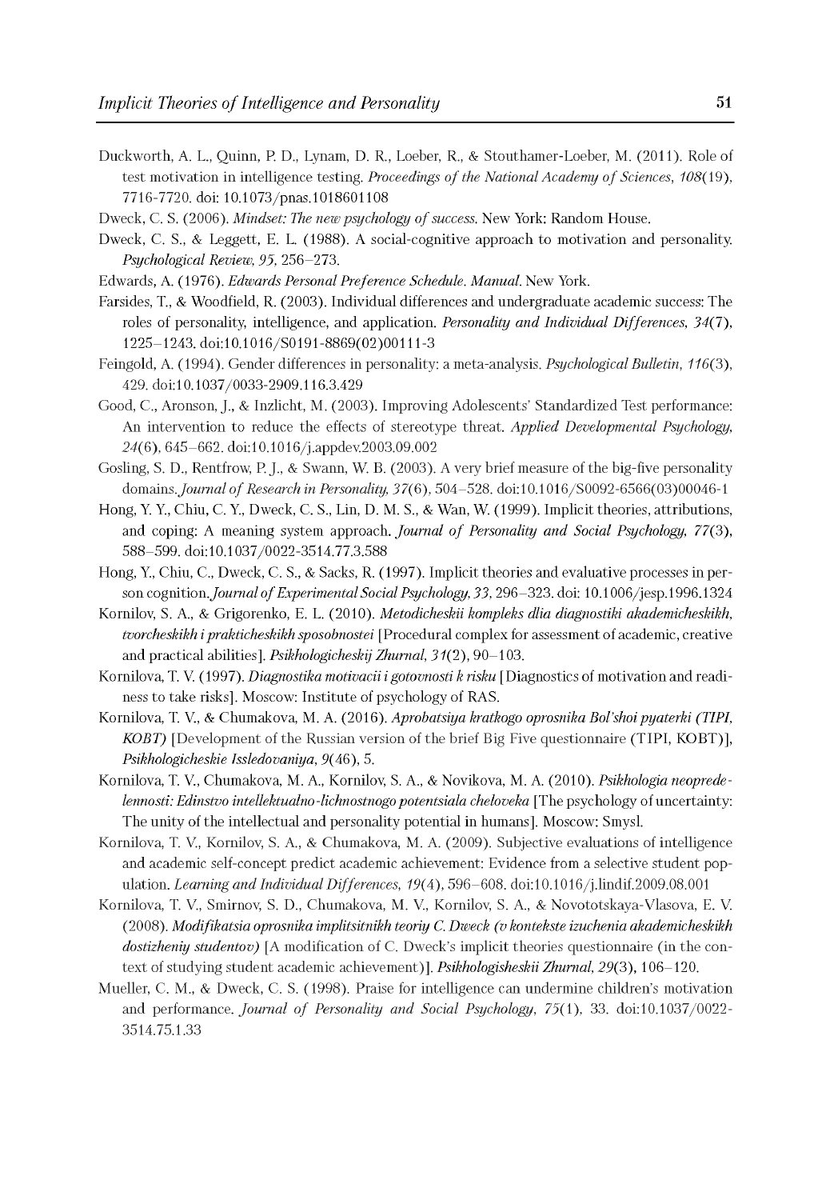Duckworth, A. L., Quinn, P. D., Lynam, D. R., Loeber, R., & Stouthamer-Loeber, M. (2011). Role of test motivation in intelligence testing. *Proceedings of the National Academy of Sciences, 108*(19), 7716-7720. doi: 10.1073/pnas.1018601108

Dweck, C. S. (2006). *Mindset: The new psychology of success.* New York: Random House.

Dweck, C. S., & Leggett, E. L. (1988). A social-cognitive approach to motivation and personality. *Psychological Review, 95*, 256–273.

Edwards, A. (1976). *Edwards Personal Preference Schedule. Manual.* New York.

Farsides, T., & Woodfield, R. (2003). Individual differences and undergraduate academic success: The roles of personality, intelligence, and application. *Personality and Individual Differences, 34*(7), 1225–1243. doi:10.1016/S0191-8869(02)00111-3

Feingold, A. (1994). Gender differences in personality: a meta-analysis. *Psychological Bulletin, 116*(3), 429. doi:10.1037/0033-2909.116.3.429

Good, C., Aronson, J., & Inzlicht, M. (2003). Improving Adolescents' Standardized Test performance: An intervention to reduce the effects of stereotype threat. *Applied Developmental Psychology, 24*(6), 645–662. doi:10.1016/j.appdev.2003.09.002

Gosling, S. D., Rentfrow, P. J., & Swann, W. B. (2003). A very brief measure of the big-five personality domains. *Journal of Research in Personality, 37*(6), 504–528. doi:10.1016/S0092-6566(03)00046-1

Hong, Y. Y., Chiu, C. Y., Dweck, C. S., Lin, D. M. S., & Wan, W. (1999). Implicit theories, attributions, and coping: A meaning system approach. *Journal of Personality and Social Psychology, 77*(3), 588–599. doi:10.1037/0022-3514.77.3.588

Hong, Y., Chiu, C., Dweck, C. S., & Sacks, R. (1997). Implicit theories and evaluative processes in person cognition. *Journal of Experimental Social Psychology, 33*, 296–323. doi: 10.1006/jesp.1996.1324

Kornilov, S. A., & Grigorenko, E. L. (2010). *Metodicheskii kompleks dlia diagnostiki akademicheskikh, tvorcheskikh i prakticheskikh sposobnostei* [Procedural complex for assessment of academic, creative and practical abilities]. *Psikhologicheskij Zhurnal, 31*(2), 90–103.

Kornilova, T. V. (1997). *Diagnostika motivacii i gotovnosti k risku* [Diagnostics of motivation and readiness to take risks]. Moscow: Institute of psychology of RAS.

Kornilova, T. V., & Chumakova, M. A. (2016). *Aprobatsiya kratkogo oprosnika Bol'shoi pyaterki (TIPI, KOBT)* [Development of the Russian version of the brief Big Five questionnaire (TIPI, KOBT)], *Psikhologicheskie Issledovaniya, 9*(46), 5.

Kornilova, T. V., Chumakova, M. A., Kornilov, S. A., & Novikova, M. A. (2010). *Psikhologia neopredelennosti: Edinstvo intellektualno-lichnostnogo potentsiala cheloveka* [The psychology of uncertainty: The unity of the intellectual and personality potential in humans]. Moscow: Smysl.

Kornilova, T. V., Kornilov, S. A., & Chumakova, M. A. (2009). Subjective evaluations of intelligence and academic self-concept predict academic achievement: Evidence from a selective student population. *Learning and Individual Differences, 19*(4), 596–608. doi:10.1016/j.lindif.2009.08.001

Kornilova, T. V., Smirnov, S. D., Chumakova, M. V., Kornilov, S. A., & Novototskaya-Vlasova, E. V. (2008). *Modifikatsia oprosnika implitsitnikh teoriy C. Dweck (v kontekste izuchenia akademicheskikh dostizheniy studentov)* [A modification of C. Dweck's implicit theories questionnaire (in the context of studying student academic achievement)]. *Psikhologisheskii Zhurnal, 29*(3), 106–120.

Mueller, C. M., & Dweck, C. S. (1998). Praise for intelligence can undermine children's motivation and performance. *Journal of Personality and Social Psychology, 75*(1), 33. doi:10.1037/0022-3514.75.1.33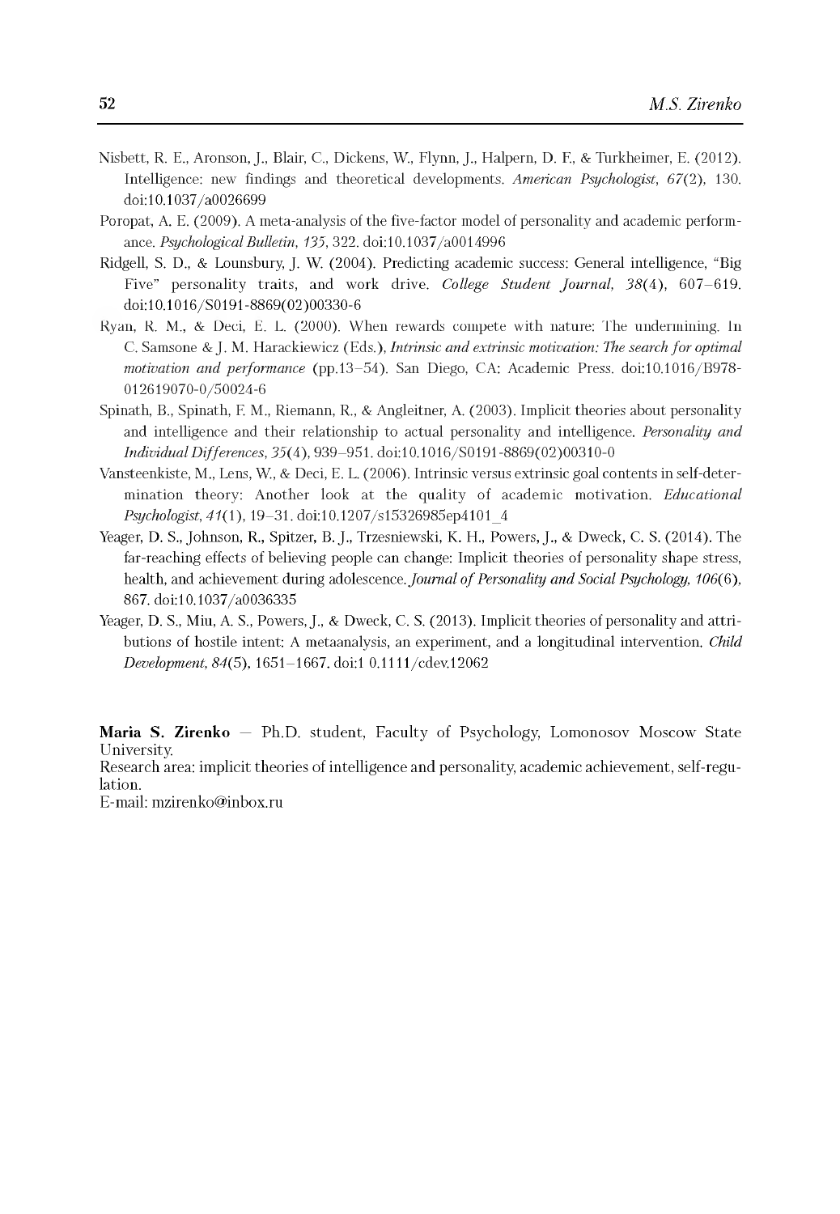Nisbett, R. E., Aronson, J., Blair, C., Dickens, W., Flynn, J., Halpern, D. F., & Turkheimer, E. (2012). Intelligence: new findings and theoretical developments. *American Psychologist*, *67*(2), 130. doi:10.1037/a0026699

Poropat, A. E. (2009). A meta-analysis of the five-factor model of personality and academic performance. *Psychological Bulletin*, *135*, 322. doi:10.1037/a0014996

Ridgell, S. D., & Lounsbury, J. W. (2004). Predicting academic success: General intelligence, "Big Five" personality traits, and work drive. *College Student Journal*, *38*(4), 607–619. doi:10.1016/S0191-8869(02)00330-6

Ryan, R. M., & Deci, E. L. (2000). When rewards compete with nature: The undermining. In C. Samsone & J. M. Harackiewicz (Eds.), *Intrinsic and extrinsic motivation: The search for optimal motivation and performance* (pp.13–54). San Diego, CA: Academic Press. doi:10.1016/B978-012619070-0/50024-6

Spinath, B., Spinath, F. M., Riemann, R., & Angleitner, A. (2003). Implicit theories about personality and intelligence and their relationship to actual personality and intelligence. *Personality and Individual Differences*, *35*(4), 939–951. doi:10.1016/S0191-8869(02)00310-0

Vansteenkiste, M., Lens, W., & Deci, E. L. (2006). Intrinsic versus extrinsic goal contents in self-determination theory: Another look at the quality of academic motivation. *Educational Psychologist*, *41*(1), 19–31. doi:10.1207/s15326985ep4101_4

Yeager, D. S., Johnson, R., Spitzer, B. J., Trzesniewski, K. H., Powers, J., & Dweck, C. S. (2014). The far-reaching effects of believing people can change: Implicit theories of personality shape stress, health, and achievement during adolescence. *Journal of Personality and Social Psychology*, *106*(6), 867. doi:10.1037/a0036335

Yeager, D. S., Miu, A. S., Powers, J., & Dweck, C. S. (2013). Implicit theories of personality and attributions of hostile intent: A metaanalysis, an experiment, and a longitudinal intervention. *Child Development*, *84*(5), 1651–1667. doi:1 0.1111/cdev.12062

**Maria S. Zirenko** — Ph.D. student, Faculty of Psychology, Lomonosov Moscow State University.
Research area: implicit theories of intelligence and personality, academic achievement, self-regulation.
E-mail: mzirenko@inbox.ru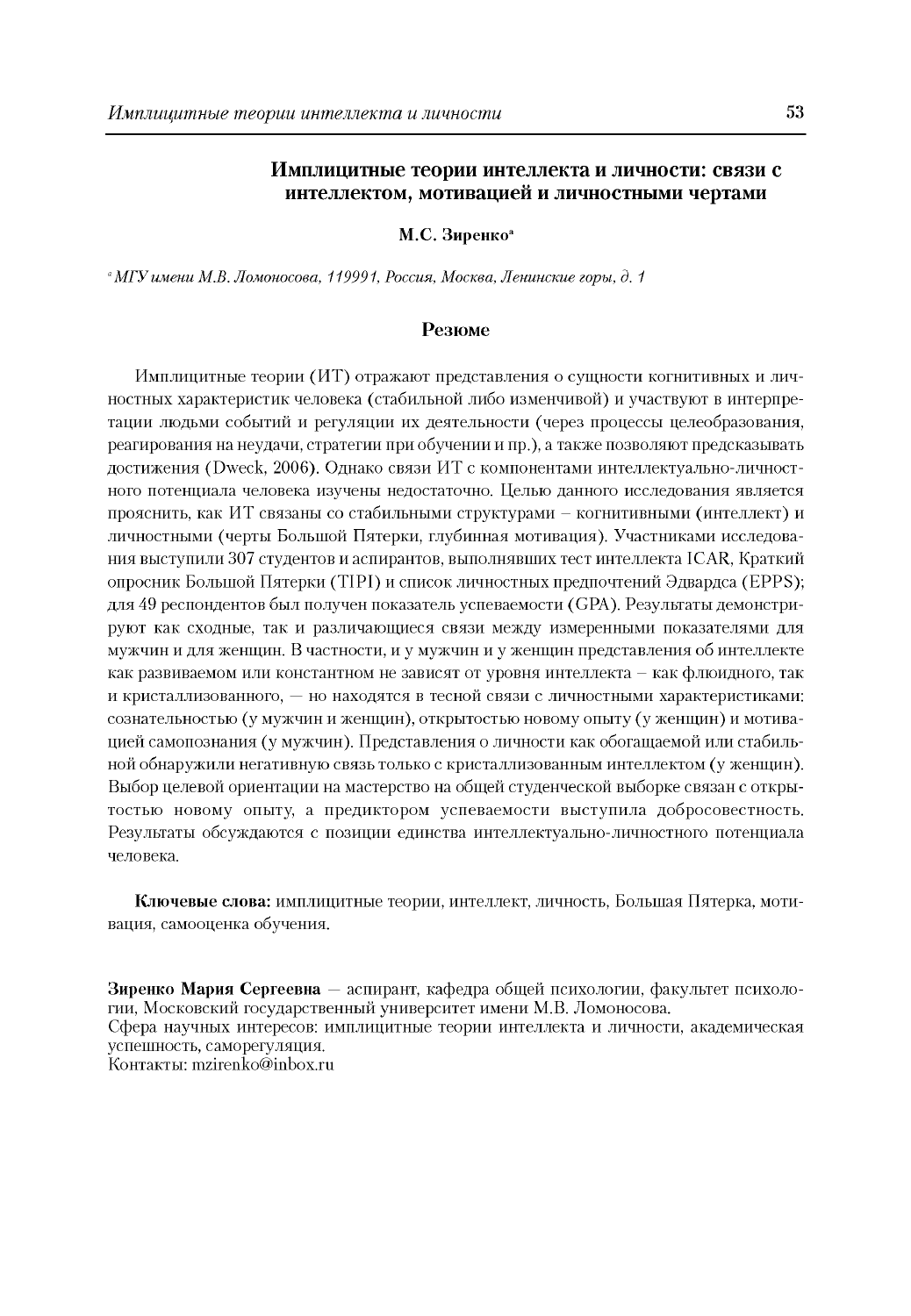## Имплицитные теории интеллекта и личности: связи с интеллектом, мотивацией и личностными чертами

**М.С. Зиренко**[a]

[a] *МГУ имени М.В. Ломоносова, 119991, Россия, Москва, Ленинские горы, д. 1*

### Резюме

Имплицитные теории (ИТ) отражают представления о сущности когнитивных и личностных характеристик человека (стабильной либо изменчивой) и участвуют в интерпретации людьми событий и регуляции их деятельности (через процессы целеобразования, реагирования на неудачи, стратегии при обучении и пр.), а также позволяют предсказывать достижения (Dweck, 2006). Однако связи ИТ с компонентами интеллектуально-личностного потенциала человека изучены недостаточно. Целью данного исследования является прояснить, как ИТ связаны со стабильными структурами – когнитивными (интеллект) и личностными (черты Большой Пятерки, глубинная мотивация). Участниками исследования выступили 307 студентов и аспирантов, выполнявших тест интеллекта ICAR, Краткий опросник Большой Пятерки (TIPI) и список личностных предпочтений Эдвардса (EPPS); для 49 респондентов был получен показатель успеваемости (GPA). Результаты демонстрируют как сходные, так и различающиеся связи между измеренными показателями для мужчин и для женщин. В частности, и у мужчин и у женщин представления об интеллекте как развиваемом или константном не зависят от уровня интеллекта – как флюидного, так и кристаллизованного, — но находятся в тесной связи с личностными характеристиками: сознательностью (у мужчин и женщин), открытостью новому опыту (у женщин) и мотивацией самопознания (у мужчин). Представления о личности как обогащаемой или стабильной обнаружили негативную связь только с кристаллизованным интеллектом (у женщин). Выбор целевой ориентации на мастерство на общей студенческой выборке связан с открытостью новому опыту, а предиктором успеваемости выступила добросовестность. Результаты обсуждаются с позиции единства интеллектуально-личностного потенциала человека.

**Ключевые слова:** имплицитные теории, интеллект, личность, Большая Пятерка, мотивация, самооценка обучения.

**Зиренко Мария Сергеевна** — аспирант, кафедра общей психологии, факультет психологии, Московский государственный университет имени М.В. Ломоносова.
Сфера научных интересов: имплицитные теории интеллекта и личности, академическая успешность, саморегуляция.
Контакты: mzirenko@inbox.ru